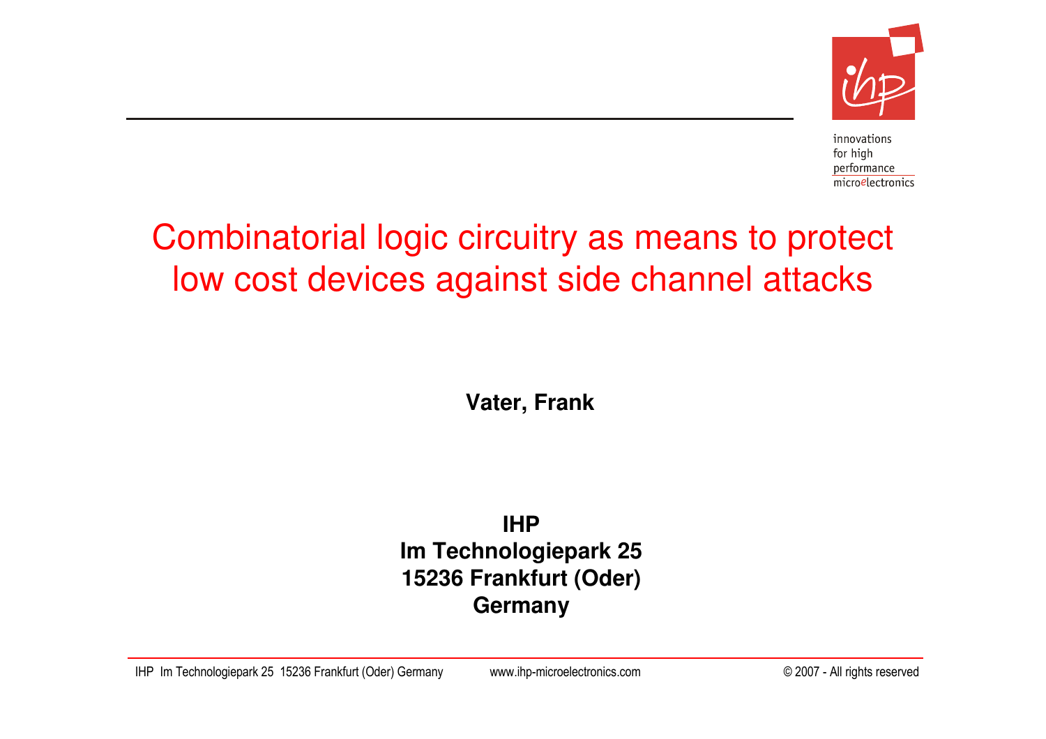# Combinatorial logic circuitry as means to protect low cost devices against side channel attacks

**Vater, Frank**

**IHP**
**Im Technologiepark 25**
**15236 Frankfurt (Oder)**
**Germany**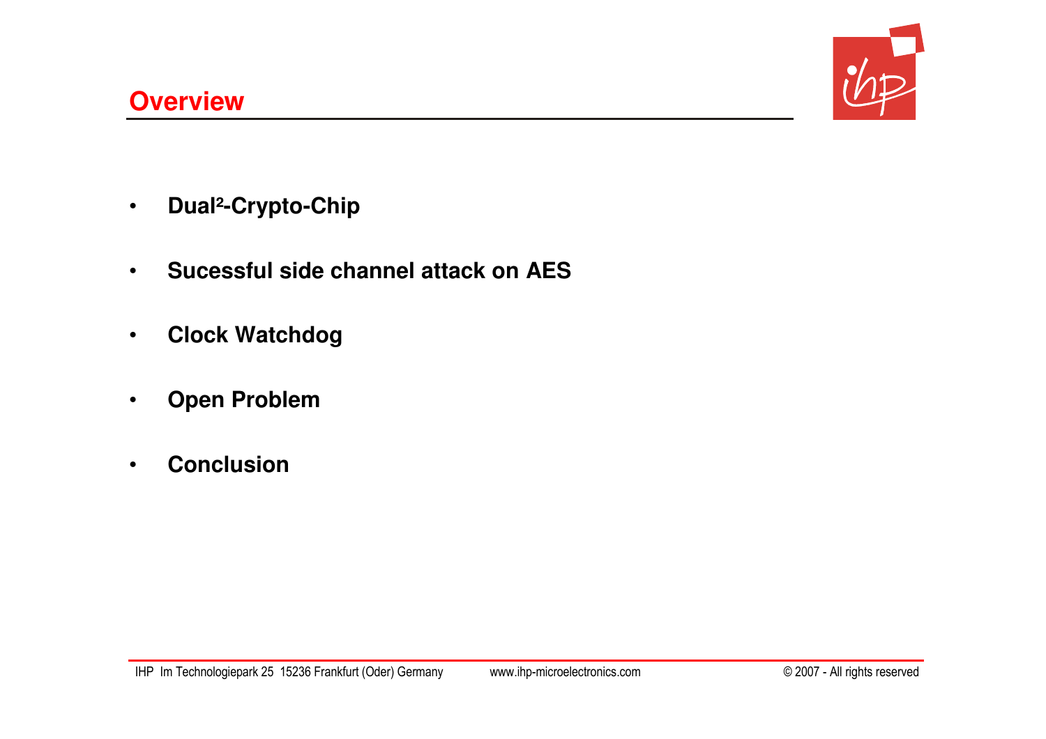## Overview

- **Dual²-Crypto-Chip**
- **Sucessful side channel attack on AES**
- **Clock Watchdog**
- **Open Problem**
- **Conclusion**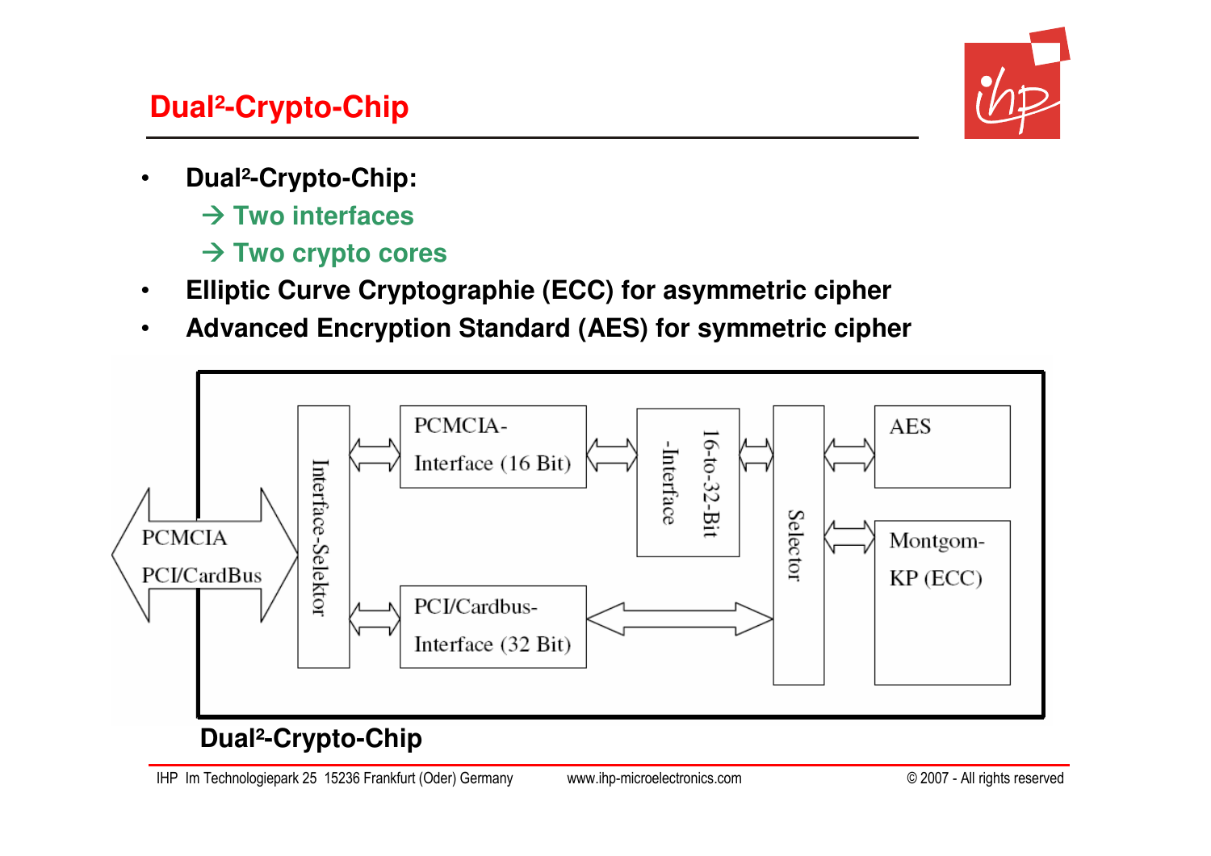# Dual²-Crypto-Chip

- **Dual²-Crypto-Chip:**
  - → Two interfaces
  - → Two crypto cores
- **Elliptic Curve Cryptographie (ECC) for asymmetric cipher**
- **Advanced Encryption Standard (AES) for symmetric cipher**

PCMCIA
PCI/CardBus

Interface-Selektor

PCMCIA-Interface (16 Bit)

PCI/Cardbus-Interface (32 Bit)

16-to-32-Bit -Interface

Selector

AES

Montgom-KP (ECC)

**Dual²-Crypto-Chip**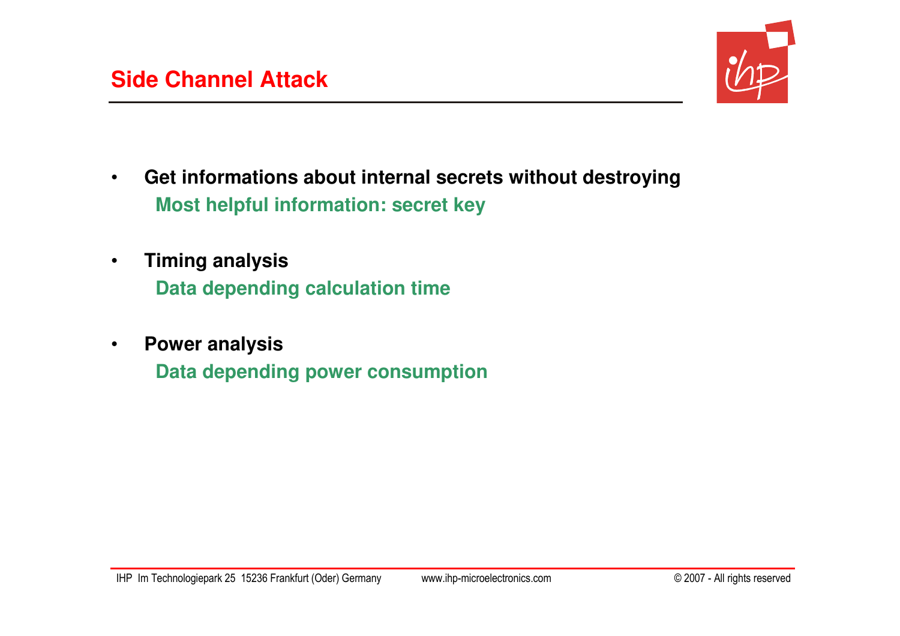## Side Channel Attack

- **Get informations about internal secrets without destroying**
  **Most helpful information: secret key**

- **Timing analysis**
  **Data depending calculation time**

- **Power analysis**
  **Data depending power consumption**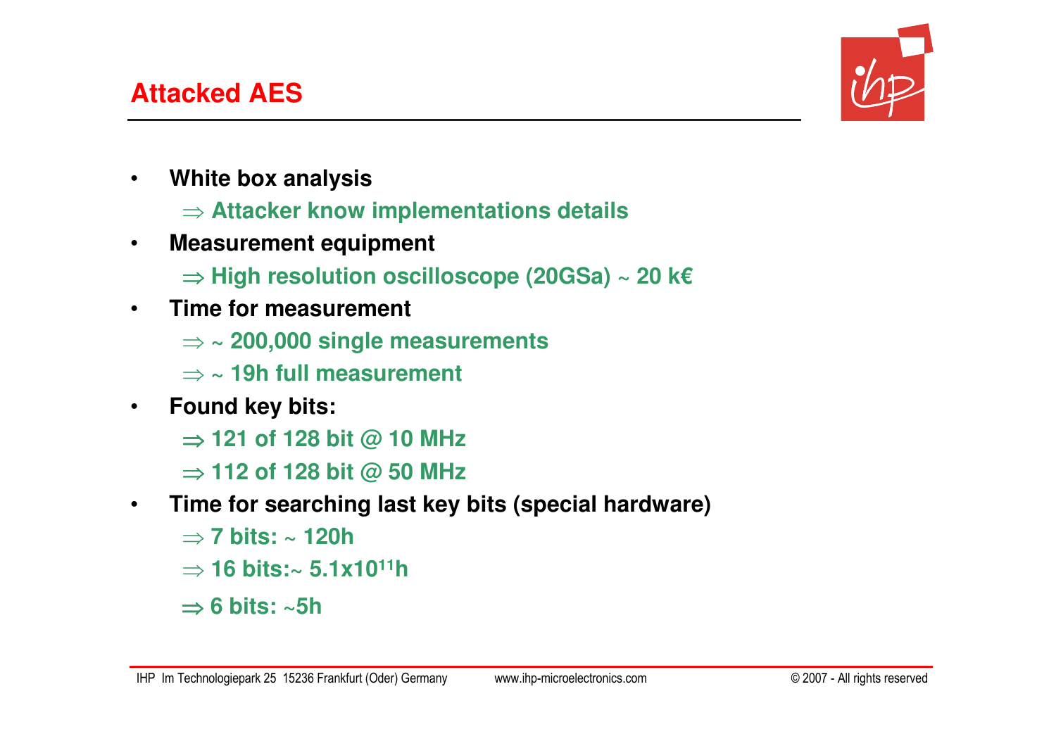## Attacked AES

- **White box analysis**
  - ⇒ **Attacker know implementations details**
- **Measurement equipment**
  - ⇒ **High resolution oscilloscope (20GSa) ~ 20 k€**
- **Time for measurement**
  - ⇒ **~ 200,000 single measurements**
  - ⇒ **~ 19h full measurement**
- **Found key bits:**
  - ⇒ **121 of 128 bit @ 10 MHz**
  - ⇒ **112 of 128 bit @ 50 MHz**
- **Time for searching last key bits (special hardware)**
  - ⇒ **7 bits: ~ 120h**
  - ⇒ **16 bits:~ $5.1 \times 10^{11}$h**
  - ⇒ **6 bits: ~5h**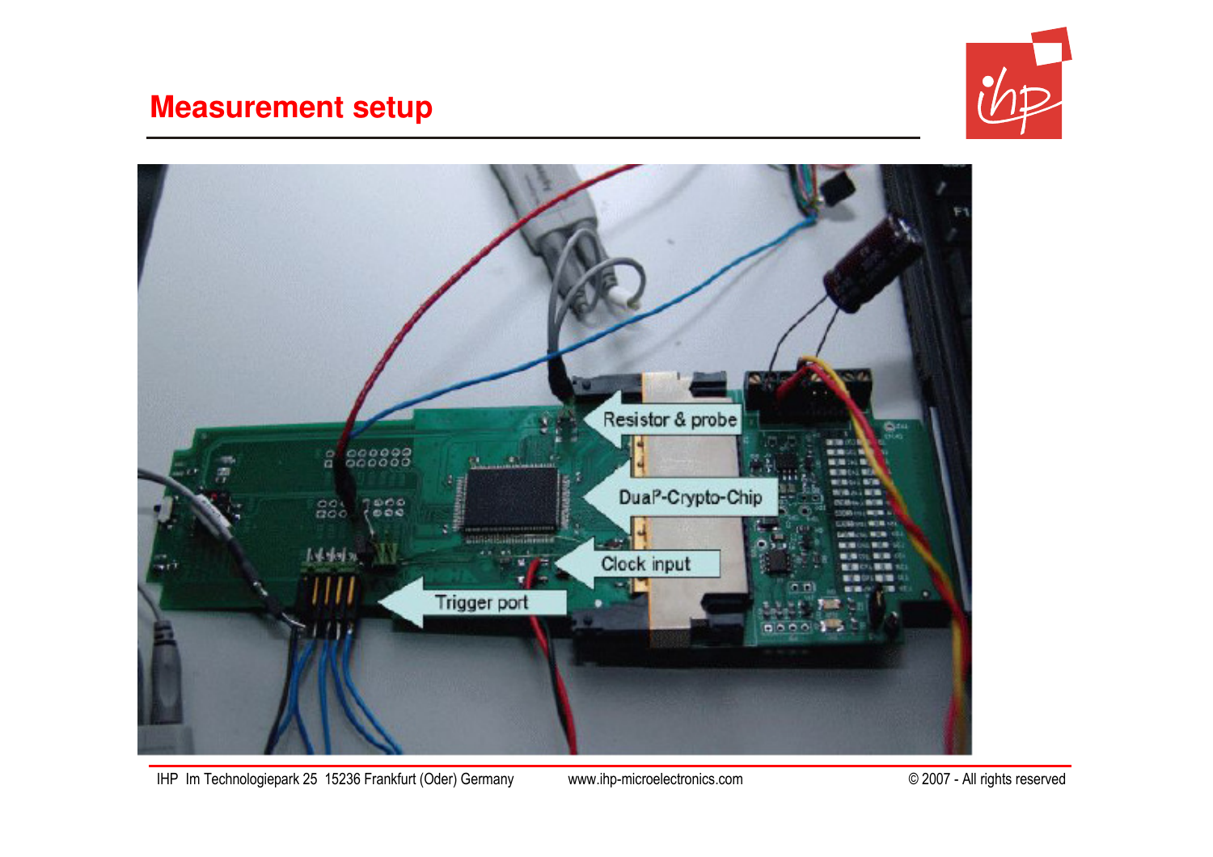# Measurement setup

Resistor & probe

DuaP-Crypto-Chip

Clock input

Trigger port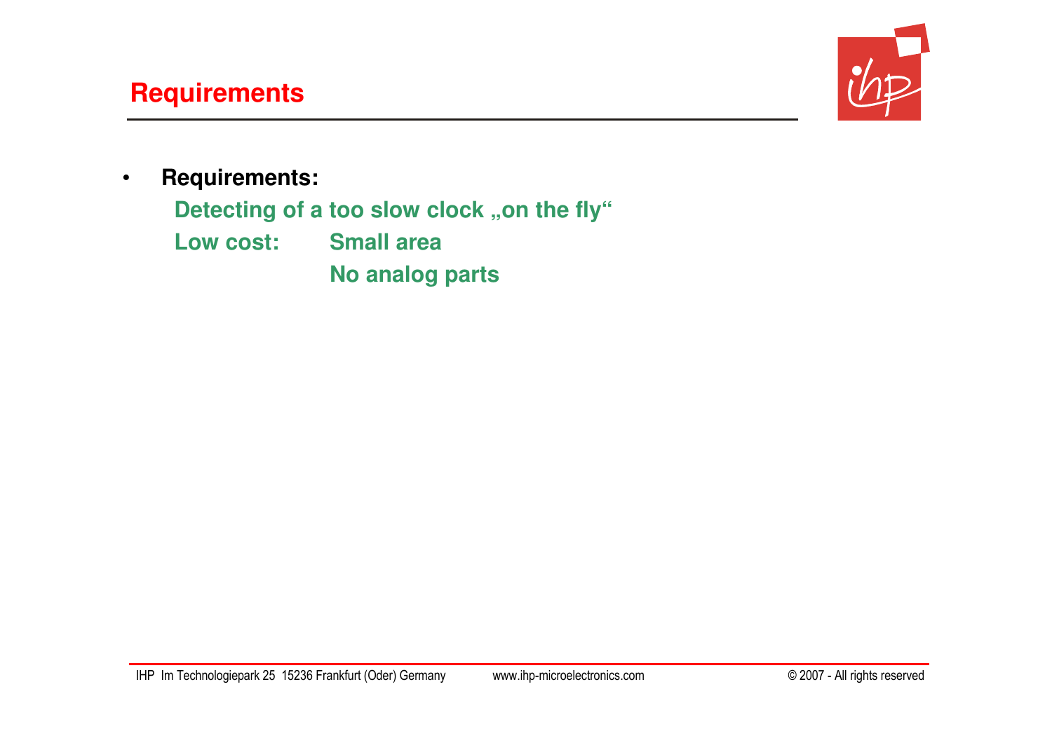## Requirements

- **Requirements:**

  **Detecting of a too slow clock „on the fly“**

  **Low cost:** **Small area**

  **No analog parts**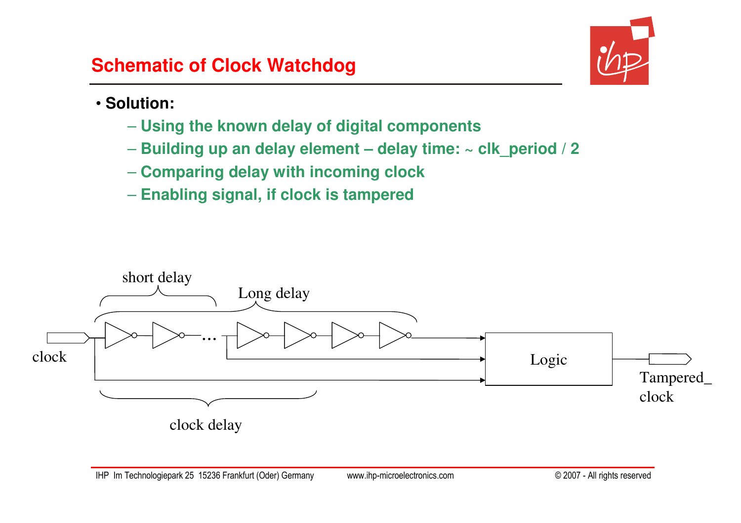## Schematic of Clock Watchdog

- **Solution:**
  - **Using the known delay of digital components**
  - **Building up an delay element – delay time: ~ clk_period / 2**
  - **Comparing delay with incoming clock**
  - **Enabling signal, if clock is tampered**

short delay

Long delay

clock

Logic

Tampered_clock

clock delay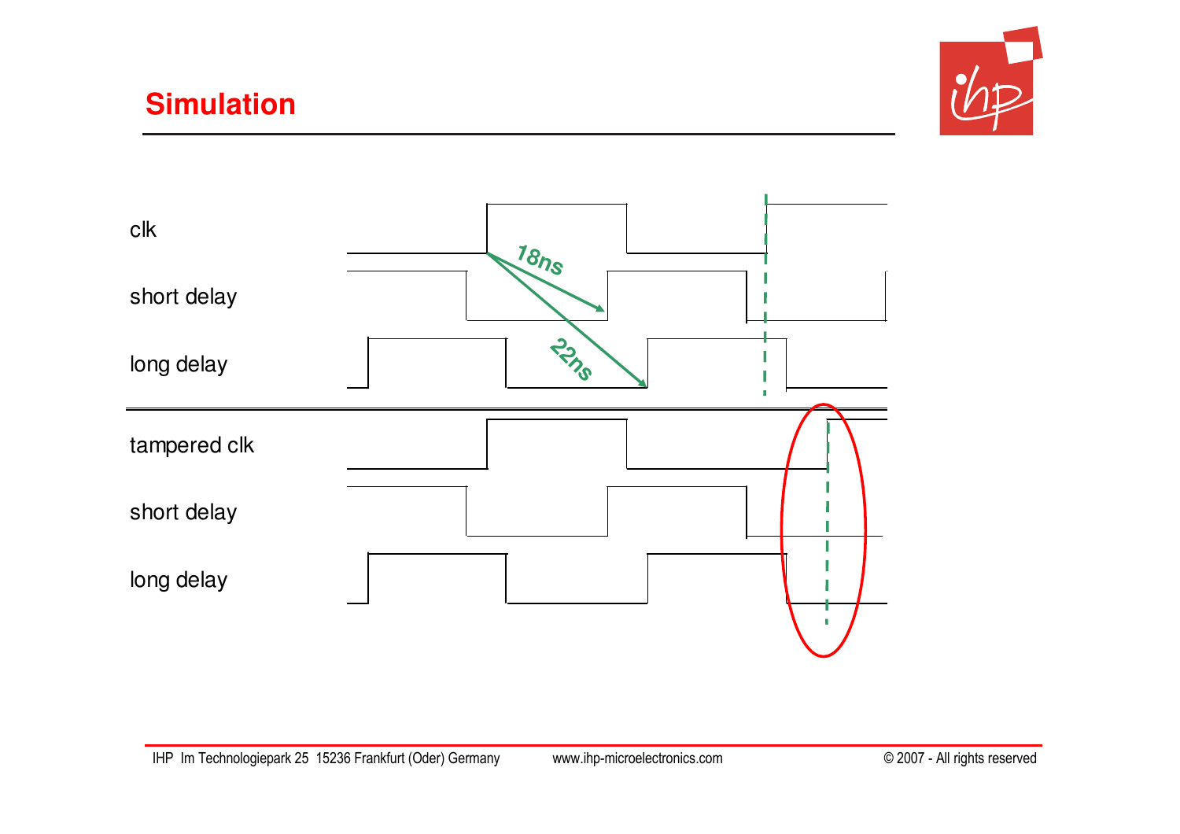# Simulation

clk

short delay

long delay

18ns

22ns

tampered clk

short delay

long delay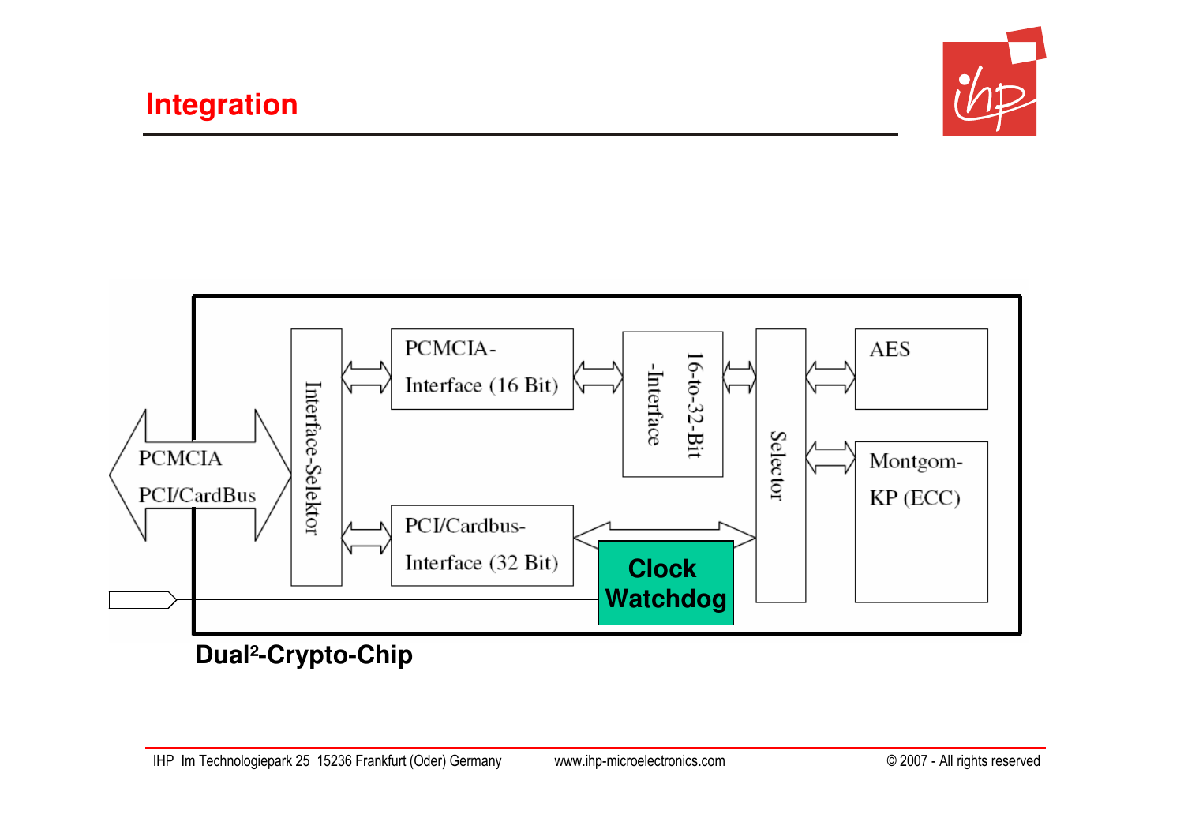# Integration

PCMCIA

PCI/CardBus

Interface-Selektor

PCMCIA-Interface (16 Bit)

PCI/Cardbus-Interface (32 Bit)

16-to-32-Bit -Interface

Clock Watchdog

Selector

AES

Montgom-KP (ECC)

**Dual²-Crypto-Chip**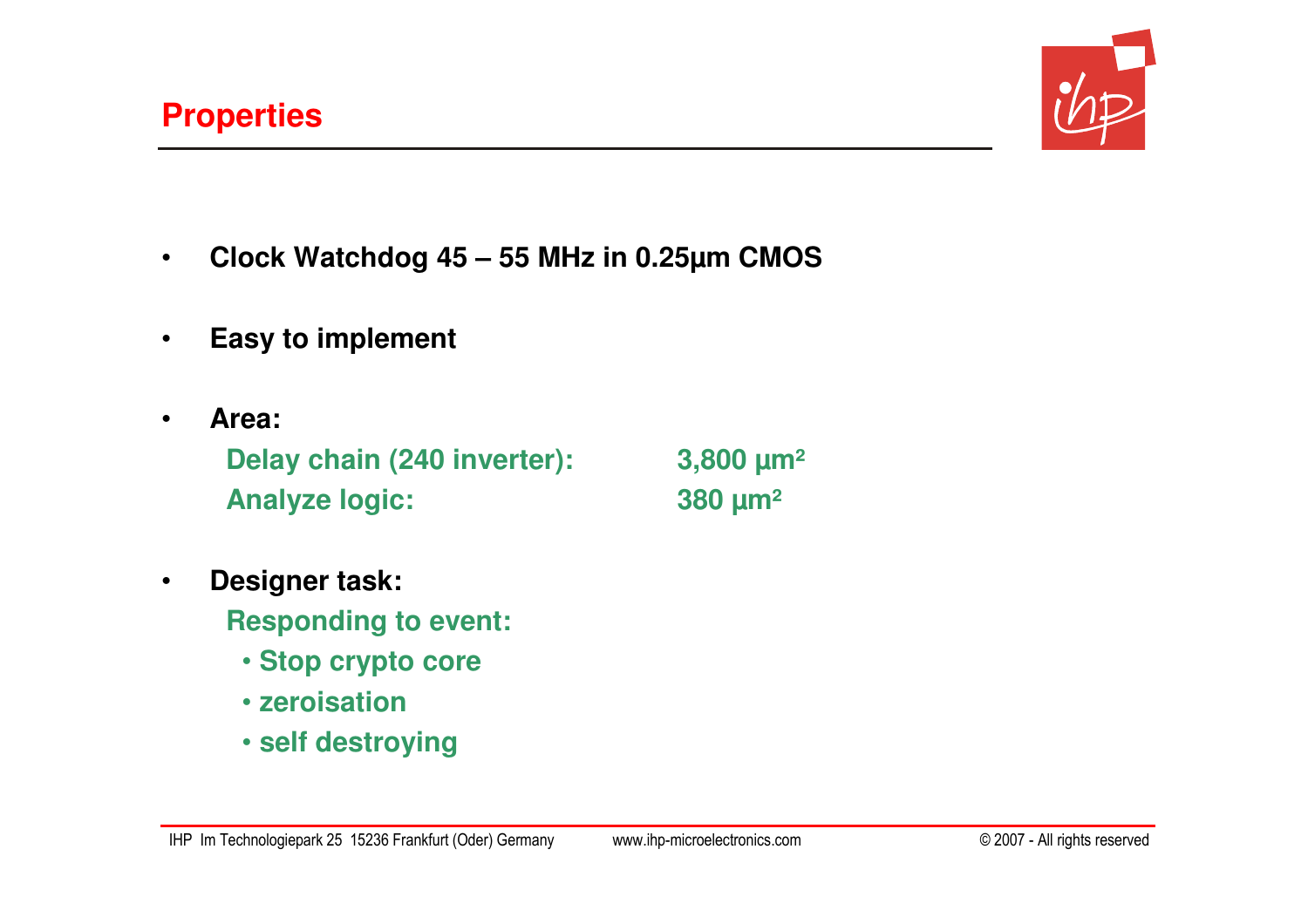# Properties

- **Clock Watchdog 45 – 55 MHz in 0.25µm CMOS**
- **Easy to implement**
- **Area:**

  | | |
  |---|---|
  | **Delay chain (240 inverter):** | **3,800 µm²** |
  | **Analyze logic:** | **380 µm²** |

- **Designer task:**

  **Responding to event:**
  - **Stop crypto core**
  - **zeroisation**
  - **self destroying**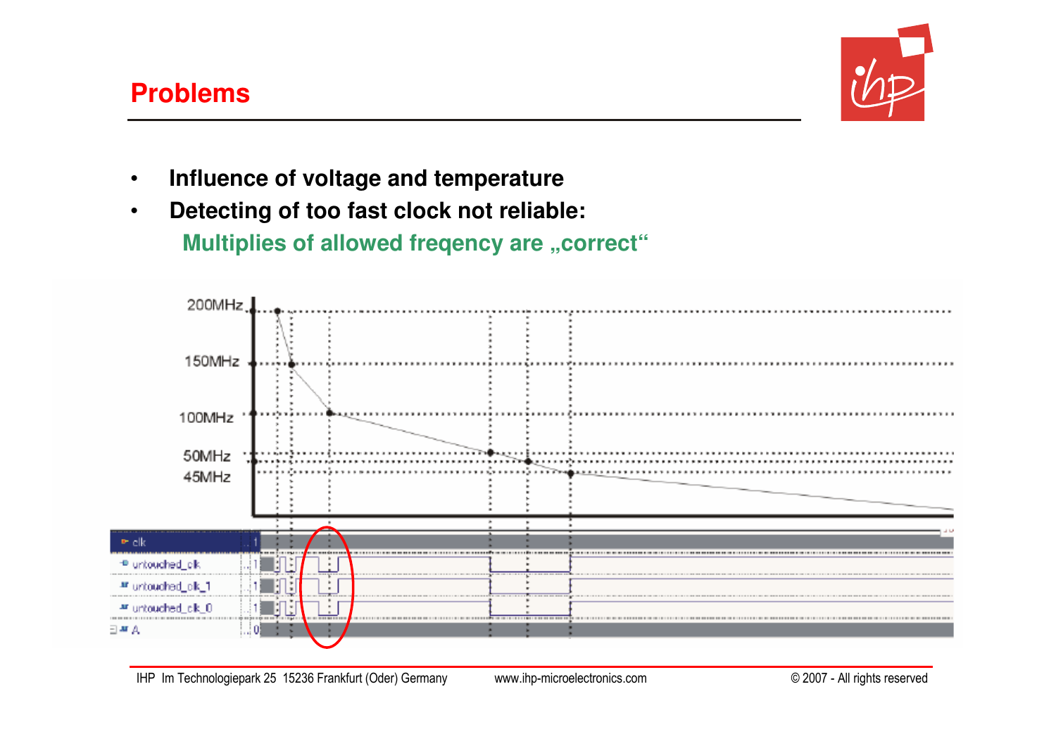## Problems

- **Influence of voltage and temperature**
- **Detecting of too fast clock not reliable:**

  **Multiplies of allowed freqency are „correct“**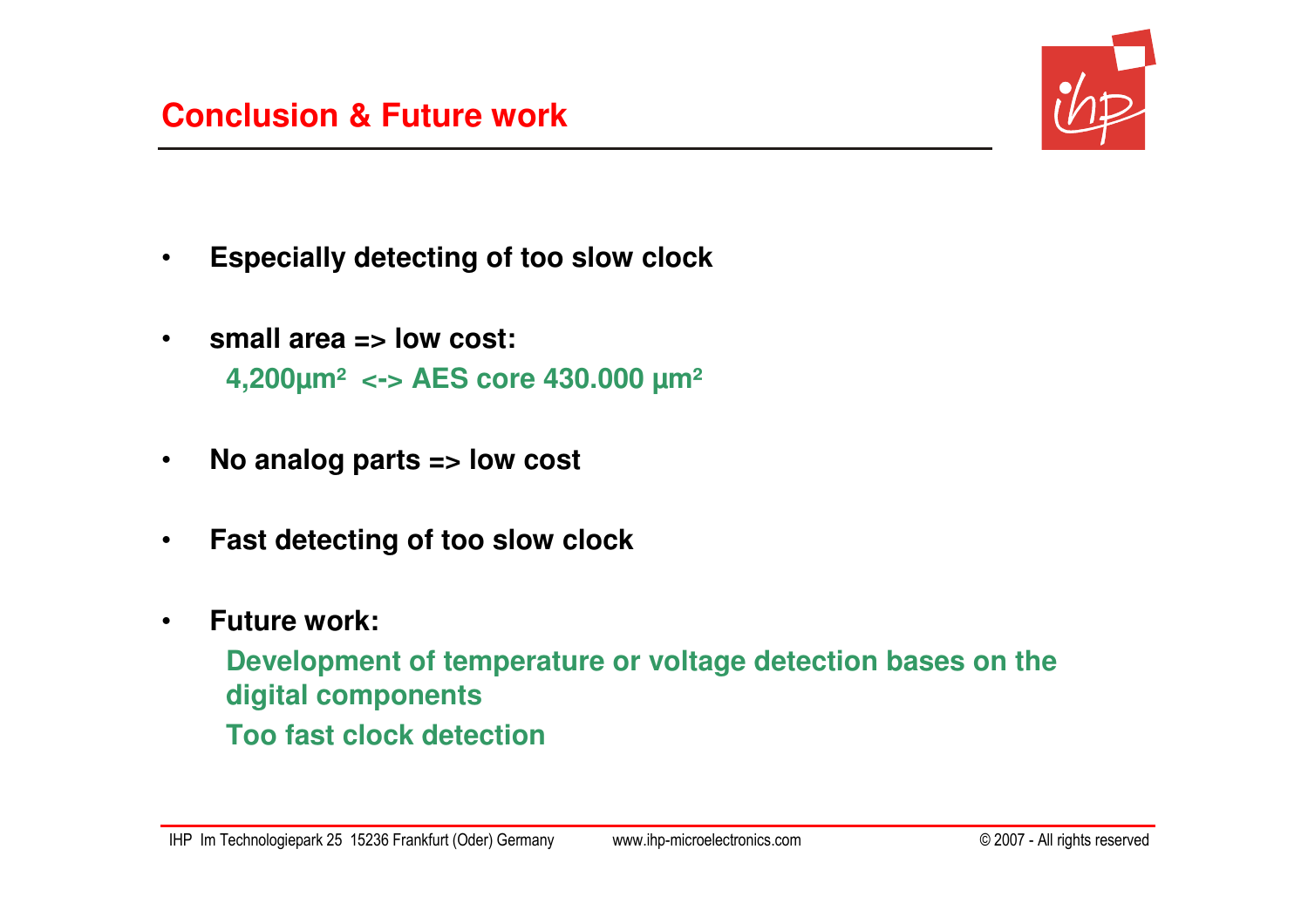## Conclusion & Future work

- **Especially detecting of too slow clock**
- **small area => low cost:**
  **4,200µm² <-> AES core 430.000 µm²**
- **No analog parts => low cost**
- **Fast detecting of too slow clock**
- **Future work:**
  **Development of temperature or voltage detection bases on the digital components**
  **Too fast clock detection**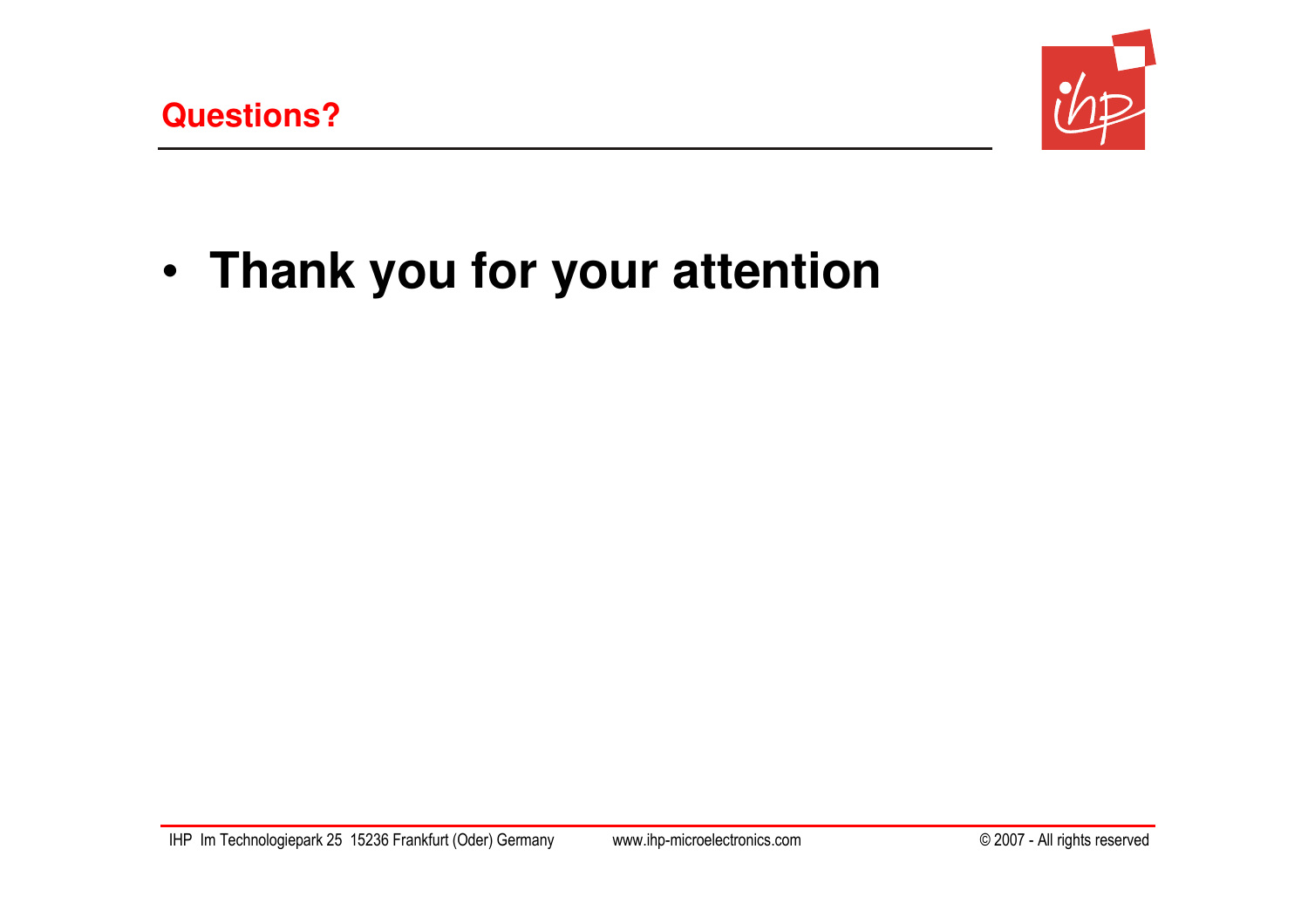## Questions?

- **Thank you for your attention**